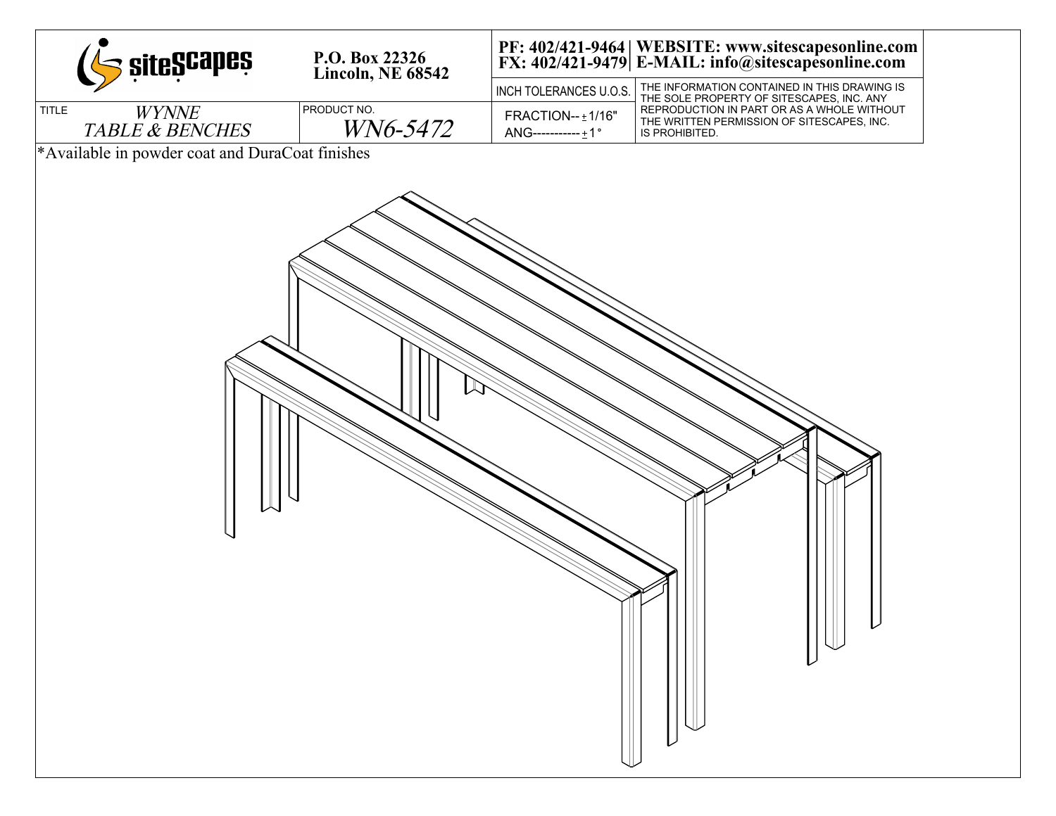siteScapes

P.O. Box 22326
Lincoln, NE 68542

| PF: 402/421-9464 | WEBSITE: www.sitescapesonline.com |
| --- | --- |
| FX: 402/421-9479 | E-MAIL: info@sitescapesonline.com |

| TITLE | PRODUCT NO. | INCH TOLERANCES U.O.S. | THE INFORMATION CONTAINED IN THIS DRAWING IS THE SOLE PROPERTY OF SITESCAPES, INC. ANY REPRODUCTION IN PART OR AS A WHOLE WITHOUT THE WRITTEN PERMISSION OF SITESCAPES, INC. IS PROHIBITED. |
| --- | --- | --- | --- |
| *WYNNE TABLE & BENCHES* | *WN6-5472* | FRACTION-- ± 1/16"<br>ANG----------- ± 1° | |

*Available in powder coat and DuraCoat finishes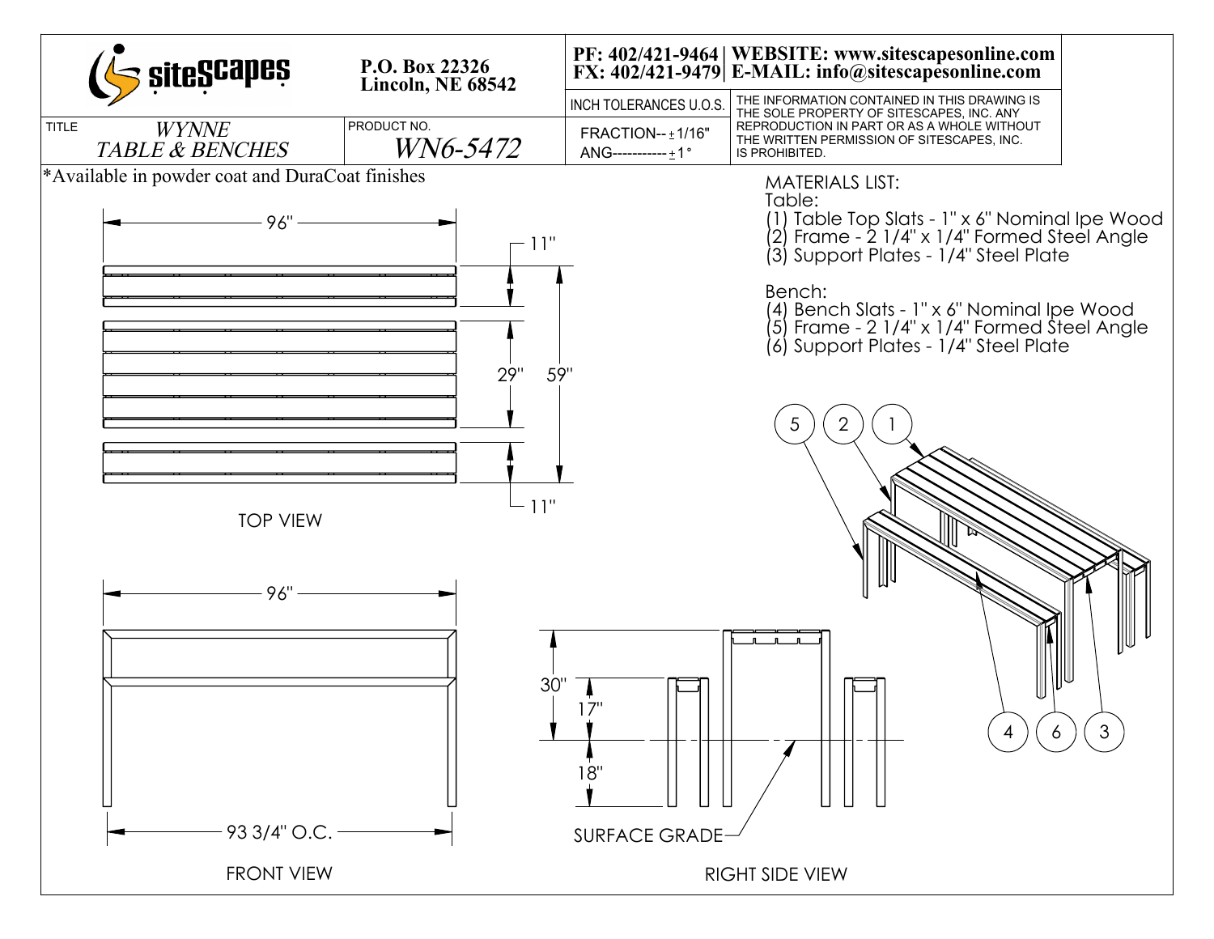**siteScapes**

P.O. Box 22326
Lincoln, NE 68542

PF: 402/421-9464 | WEBSITE: www.sitescapesonline.com
FX: 402/421-9479 | E-MAIL: info@sitescapesonline.com

INCH TOLERANCES U.O.S.

FRACTION-- ± 1/16"
ANG----------- ± 1°

THE INFORMATION CONTAINED IN THIS DRAWING IS THE SOLE PROPERTY OF SITESCAPES, INC. ANY REPRODUCTION IN PART OR AS A WHOLE WITHOUT THE WRITTEN PERMISSION OF SITESCAPES, INC. IS PROHIBITED.

TITLE: *WYNNE TABLE & BENCHES*

PRODUCT NO. *WN6-5472*

*Available in powder coat and DuraCoat finishes

MATERIALS LIST:

Table:
(1) Table Top Slats - 1" x 6" Nominal Ipe Wood
(2) Frame - 2 1/4" x 1/4" Formed Steel Angle
(3) Support Plates - 1/4" Steel Plate

Bench:
(4) Bench Slats - 1" x 6" Nominal Ipe Wood
(5) Frame - 2 1/4" x 1/4" Formed Steel Angle
(6) Support Plates - 1/4" Steel Plate

96"
11"
29"
59"
11"

TOP VIEW

96"
93 3/4" O.C.

FRONT VIEW

30"
17"
18"
SURFACE GRADE

RIGHT SIDE VIEW

5 2 1
4 6 3